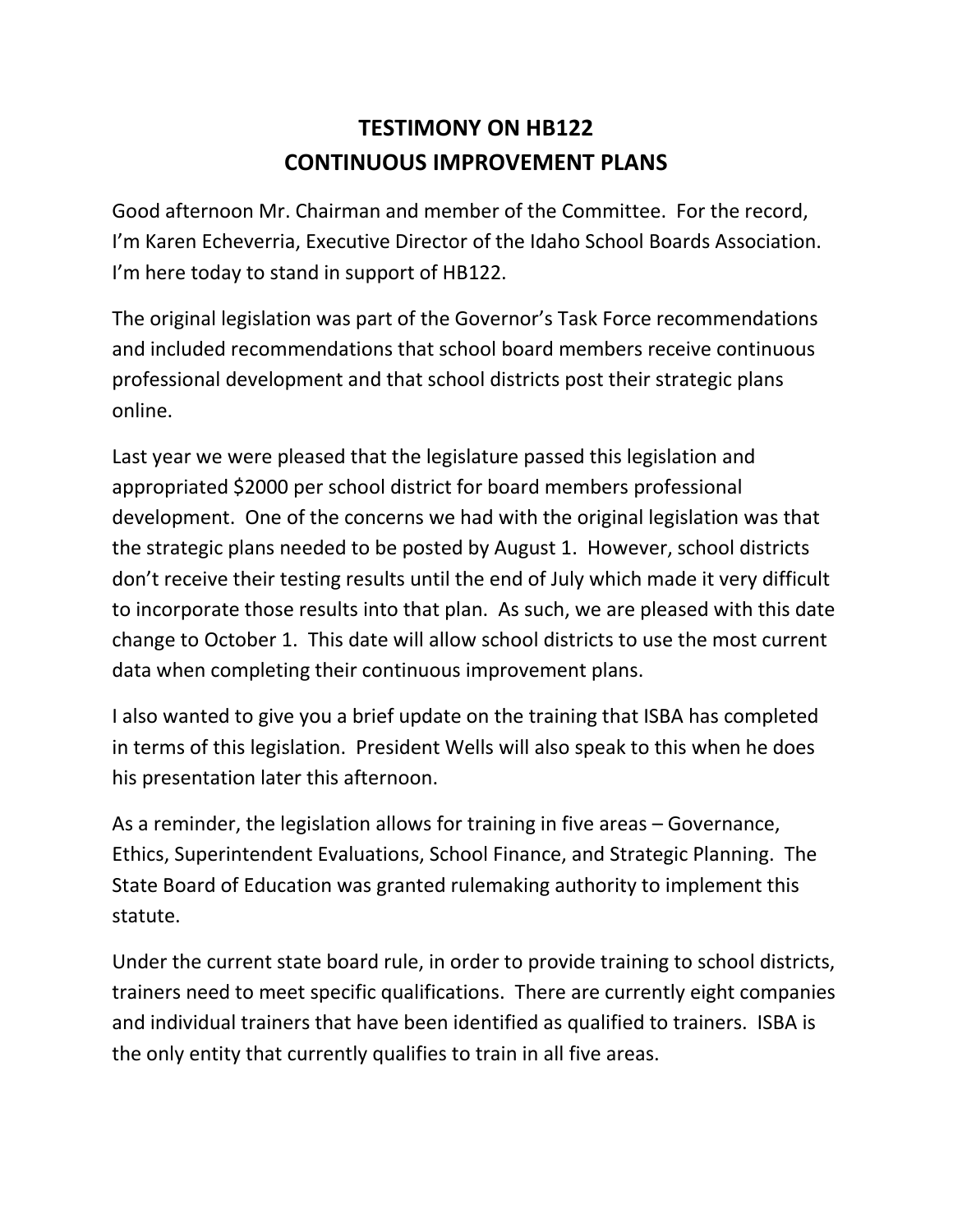# TESTIMONY ON HB122
# CONTINUOUS IMPROVEMENT PLANS

Good afternoon Mr. Chairman and member of the Committee. For the record, I'm Karen Echeverria, Executive Director of the Idaho School Boards Association. I'm here today to stand in support of HB122.

The original legislation was part of the Governor's Task Force recommendations and included recommendations that school board members receive continuous professional development and that school districts post their strategic plans online.

Last year we were pleased that the legislature passed this legislation and appropriated $2000 per school district for board members professional development. One of the concerns we had with the original legislation was that the strategic plans needed to be posted by August 1. However, school districts don't receive their testing results until the end of July which made it very difficult to incorporate those results into that plan. As such, we are pleased with this date change to October 1. This date will allow school districts to use the most current data when completing their continuous improvement plans.

I also wanted to give you a brief update on the training that ISBA has completed in terms of this legislation. President Wells will also speak to this when he does his presentation later this afternoon.

As a reminder, the legislation allows for training in five areas – Governance, Ethics, Superintendent Evaluations, School Finance, and Strategic Planning. The State Board of Education was granted rulemaking authority to implement this statute.

Under the current state board rule, in order to provide training to school districts, trainers need to meet specific qualifications. There are currently eight companies and individual trainers that have been identified as qualified to trainers. ISBA is the only entity that currently qualifies to train in all five areas.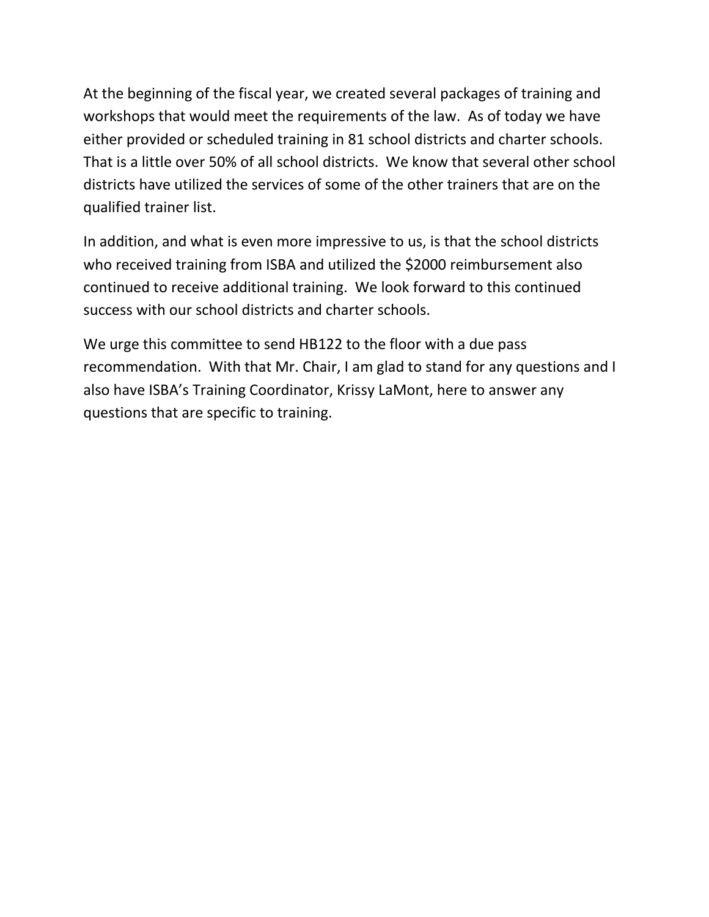At the beginning of the fiscal year, we created several packages of training and workshops that would meet the requirements of the law. As of today we have either provided or scheduled training in 81 school districts and charter schools. That is a little over 50% of all school districts. We know that several other school districts have utilized the services of some of the other trainers that are on the qualified trainer list.

In addition, and what is even more impressive to us, is that the school districts who received training from ISBA and utilized the $2000 reimbursement also continued to receive additional training. We look forward to this continued success with our school districts and charter schools.

We urge this committee to send HB122 to the floor with a due pass recommendation. With that Mr. Chair, I am glad to stand for any questions and I also have ISBA's Training Coordinator, Krissy LaMont, here to answer any questions that are specific to training.